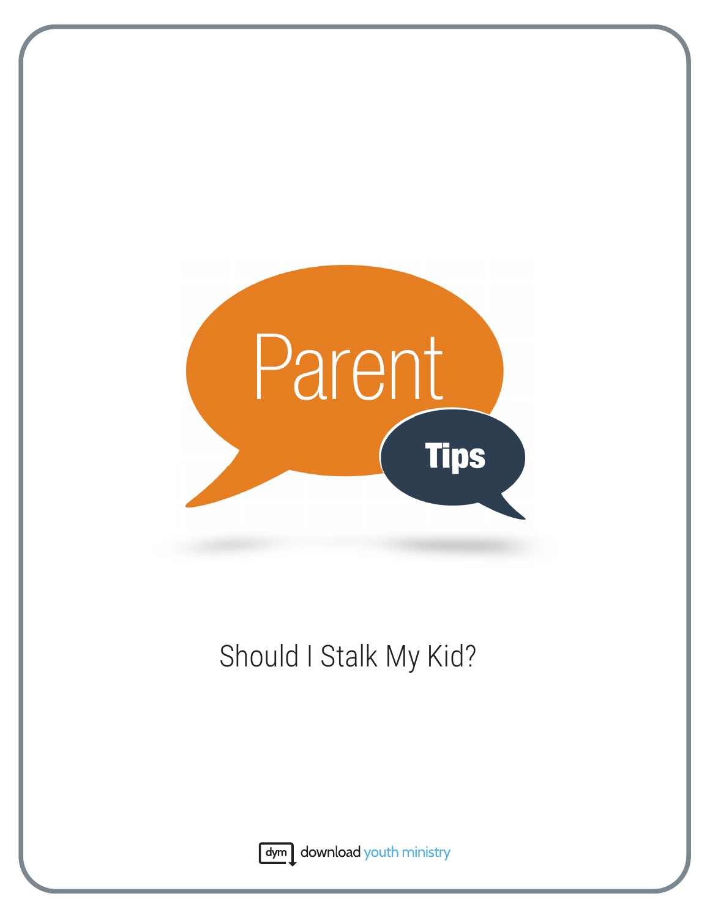# Parent Tips

## Should I Stalk My Kid?

dym download youth ministry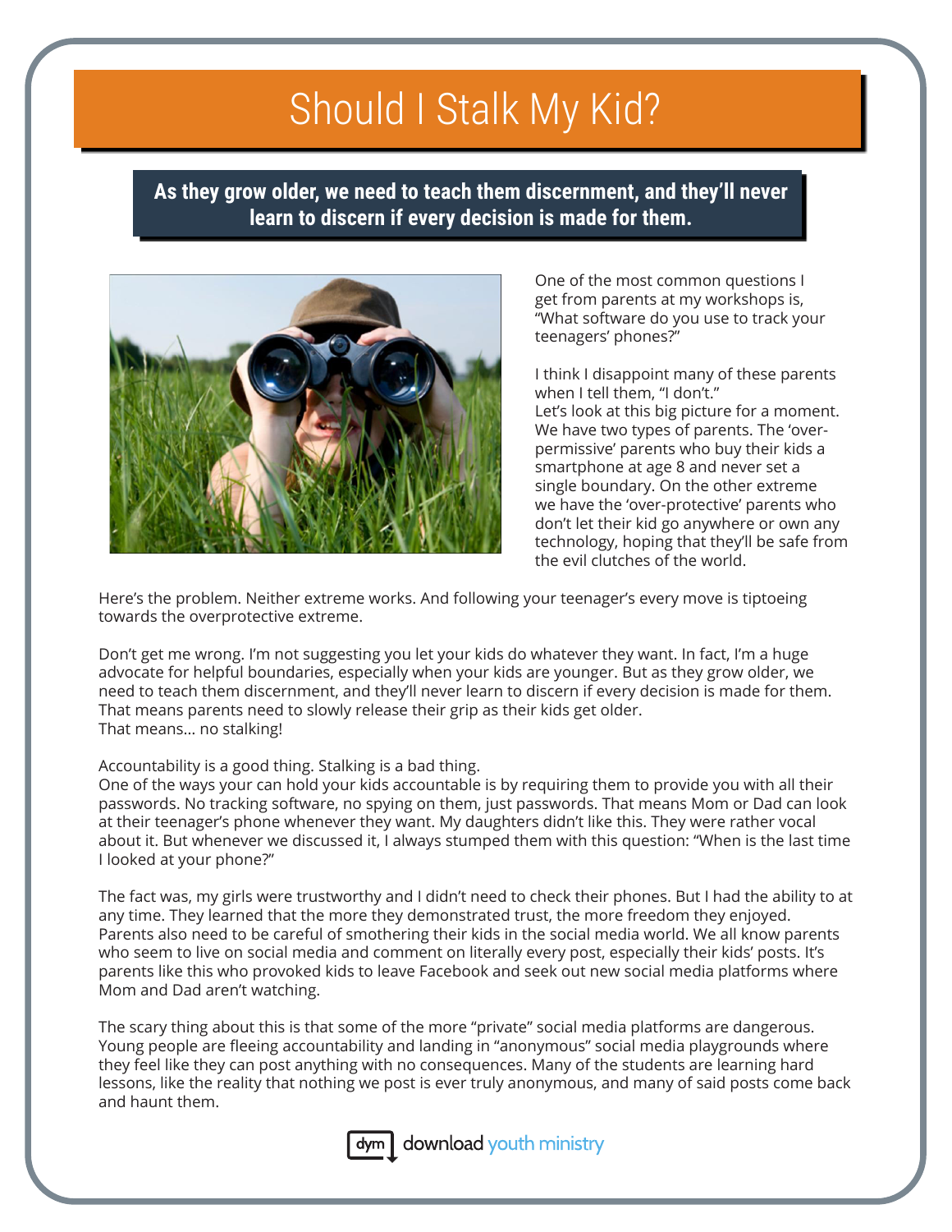# Should I Stalk My Kid?

**As they grow older, we need to teach them discernment, and they'll never learn to discern if every decision is made for them.**

One of the most common questions I get from parents at my workshops is, "What software do you use to track your teenagers' phones?"

I think I disappoint many of these parents when I tell them, "I don't."
Let's look at this big picture for a moment. We have two types of parents. The 'over-permissive' parents who buy their kids a smartphone at age 8 and never set a single boundary. On the other extreme we have the 'over-protective' parents who don't let their kid go anywhere or own any technology, hoping that they'll be safe from the evil clutches of the world.

Here's the problem. Neither extreme works. And following your teenager's every move is tiptoeing towards the overprotective extreme.

Don't get me wrong. I'm not suggesting you let your kids do whatever they want. In fact, I'm a huge advocate for helpful boundaries, especially when your kids are younger. But as they grow older, we need to teach them discernment, and they'll never learn to discern if every decision is made for them. That means parents need to slowly release their grip as their kids get older.
That means... no stalking!

Accountability is a good thing. Stalking is a bad thing.
One of the ways your can hold your kids accountable is by requiring them to provide you with all their passwords. No tracking software, no spying on them, just passwords. That means Mom or Dad can look at their teenager's phone whenever they want. My daughters didn't like this. They were rather vocal about it. But whenever we discussed it, I always stumped them with this question: "When is the last time I looked at your phone?"

The fact was, my girls were trustworthy and I didn't need to check their phones. But I had the ability to at any time. They learned that the more they demonstrated trust, the more freedom they enjoyed.
Parents also need to be careful of smothering their kids in the social media world. We all know parents who seem to live on social media and comment on literally every post, especially their kids' posts. It's parents like this who provoked kids to leave Facebook and seek out new social media platforms where Mom and Dad aren't watching.

The scary thing about this is that some of the more "private" social media platforms are dangerous. Young people are fleeing accountability and landing in "anonymous" social media playgrounds where they feel like they can post anything with no consequences. Many of the students are learning hard lessons, like the reality that nothing we post is ever truly anonymous, and many of said posts come back and haunt them.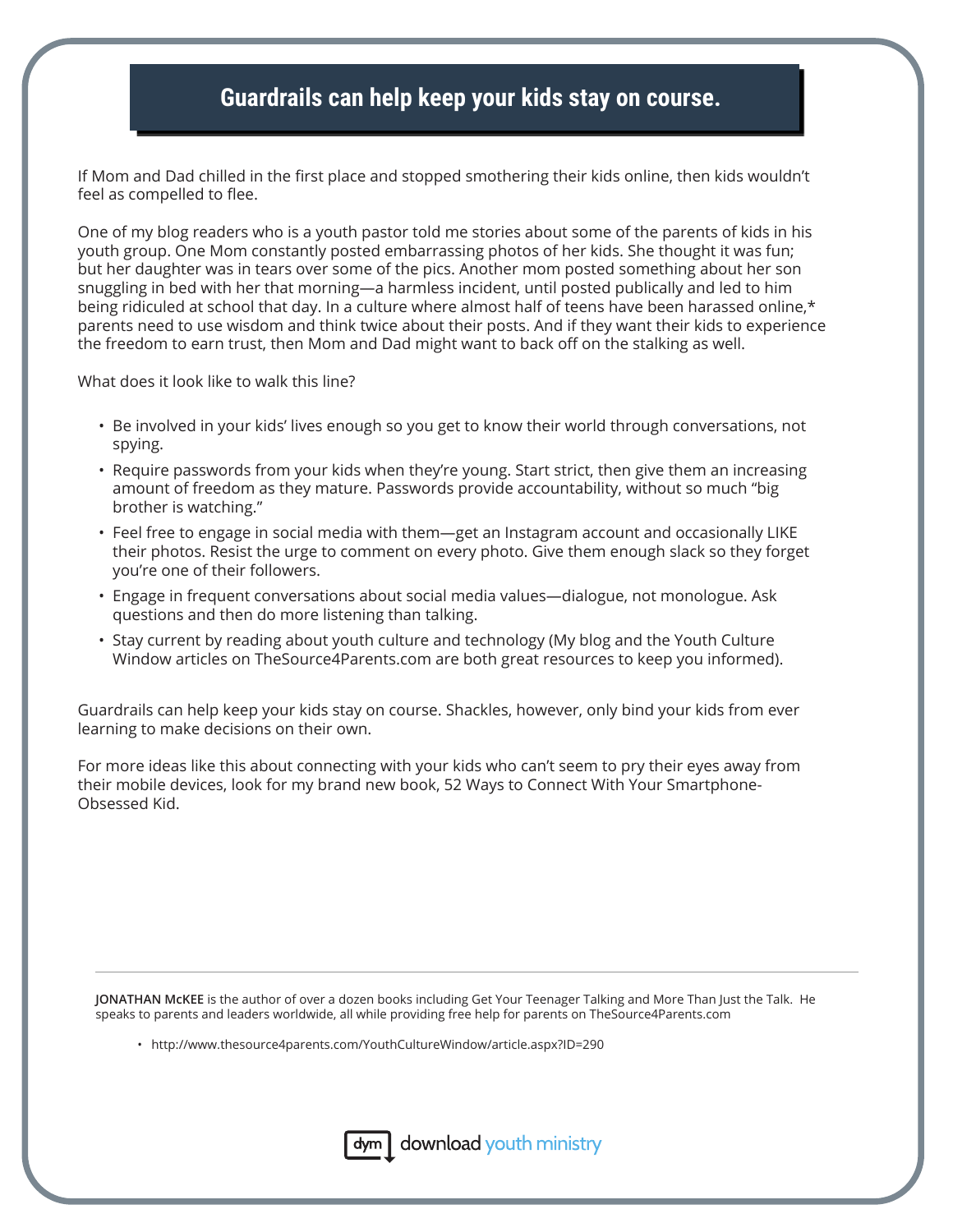## Guardrails can help keep your kids stay on course.

If Mom and Dad chilled in the first place and stopped smothering their kids online, then kids wouldn't feel as compelled to flee.

One of my blog readers who is a youth pastor told me stories about some of the parents of kids in his youth group. One Mom constantly posted embarrassing photos of her kids. She thought it was fun; but her daughter was in tears over some of the pics. Another mom posted something about her son snuggling in bed with her that morning—a harmless incident, until posted publically and led to him being ridiculed at school that day. In a culture where almost half of teens have been harassed online,* parents need to use wisdom and think twice about their posts. And if they want their kids to experience the freedom to earn trust, then Mom and Dad might want to back off on the stalking as well.

What does it look like to walk this line?

- Be involved in your kids' lives enough so you get to know their world through conversations, not spying.
- Require passwords from your kids when they're young. Start strict, then give them an increasing amount of freedom as they mature. Passwords provide accountability, without so much "big brother is watching."
- Feel free to engage in social media with them—get an Instagram account and occasionally LIKE their photos. Resist the urge to comment on every photo. Give them enough slack so they forget you're one of their followers.
- Engage in frequent conversations about social media values—dialogue, not monologue. Ask questions and then do more listening than talking.
- Stay current by reading about youth culture and technology (My blog and the Youth Culture Window articles on TheSource4Parents.com are both great resources to keep you informed).

Guardrails can help keep your kids stay on course. Shackles, however, only bind your kids from ever learning to make decisions on their own.

For more ideas like this about connecting with your kids who can't seem to pry their eyes away from their mobile devices, look for my brand new book, 52 Ways to Connect With Your Smartphone-Obsessed Kid.

---

**JONATHAN McKEE** is the author of over a dozen books including Get Your Teenager Talking and More Than Just the Talk. He speaks to parents and leaders worldwide, all while providing free help for parents on TheSource4Parents.com

- http://www.thesource4parents.com/YouthCultureWindow/article.aspx?ID=290

dym download youth ministry